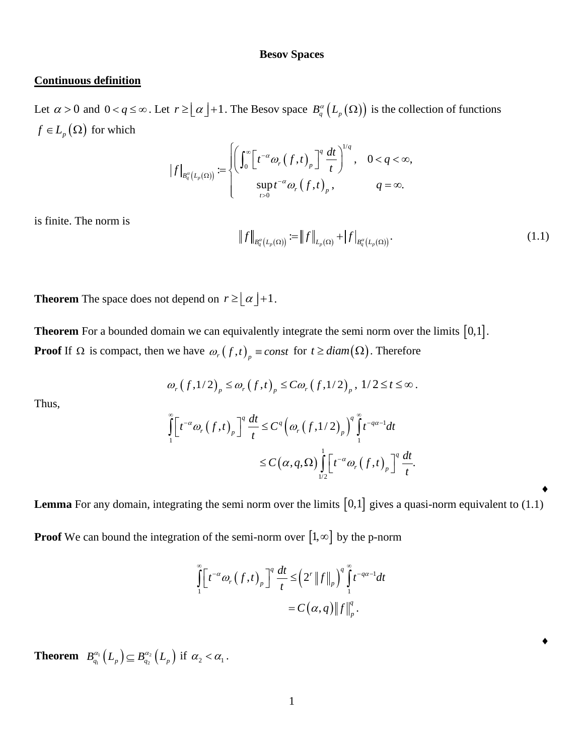# Besov Spaces

## Continuous definition

Let $\alpha > 0$ and $0 < q \le \infty$. Let $r \ge \lfloor \alpha \rfloor + 1$. The Besov space $B_q^\alpha\left(L_p(\Omega)\right)$ is the collection of functions $f \in L_p(\Omega)$ for which

$$|f|_{B_q^\alpha(L_p(\Omega))} := \begin{cases} \left( \int_0^\infty \left[ t^{-\alpha} \omega_r(f,t)_p \right]^q \frac{dt}{t} \right)^{1/q}, & 0 < q < \infty, \\ \sup_{t>0} t^{-\alpha} \omega_r(f,t)_p, & q = \infty. \end{cases}$$

is finite. The norm is

$$\|f\|_{B_q^\alpha(L_p(\Omega))} := \|f\|_{L_p(\Omega)} + |f|_{B_q^\alpha(L_p(\Omega))}. \tag{1.1}$$

**Theorem** The space does not depend on $r \ge \lfloor \alpha \rfloor + 1$.

**Theorem** For a bounded domain we can equivalently integrate the semi norm over the limits $[0,1]$.

**Proof** If $\Omega$ is compact, then we have $\omega_r(f,t)_p \equiv const$ for $t \ge diam(\Omega)$. Therefore

$$\omega_r(f,1/2)_p \le \omega_r(f,t)_p \le C\omega_r(f,1/2)_p, \ 1/2 \le t \le \infty.$$

Thus,

$$\begin{aligned} \int_1^\infty \left[ t^{-\alpha} \omega_r(f,t)_p \right]^q \frac{dt}{t} &\le C^q \left( \omega_r(f,1/2)_p \right)^q \int_1^\infty t^{-q\alpha - 1} dt \\ &\le C(\alpha, q, \Omega) \int_{1/2}^1 \left[ t^{-\alpha} \omega_r(f,t)_p \right]^q \frac{dt}{t}. \end{aligned}$$

♦

**Lemma** For any domain, integrating the semi norm over the limits $[0,1]$ gives a quasi-norm equivalent to (1.1)

**Proof** We can bound the integration of the semi-norm over $[1,\infty]$ by the p-norm

$$\begin{aligned} \int_1^\infty \left[ t^{-\alpha} \omega_r(f,t)_p \right]^q \frac{dt}{t} &\le \left( 2^r \|f\|_p \right)^q \int_1^\infty t^{-q\alpha - 1} dt \\ &= C(\alpha, q) \|f\|_p^q. \end{aligned}$$

♦

**Theorem** $B_{q_1}^{\alpha_1}(L_p) \subseteq B_{q_2}^{\alpha_2}(L_p)$ if $\alpha_2 < \alpha_1$.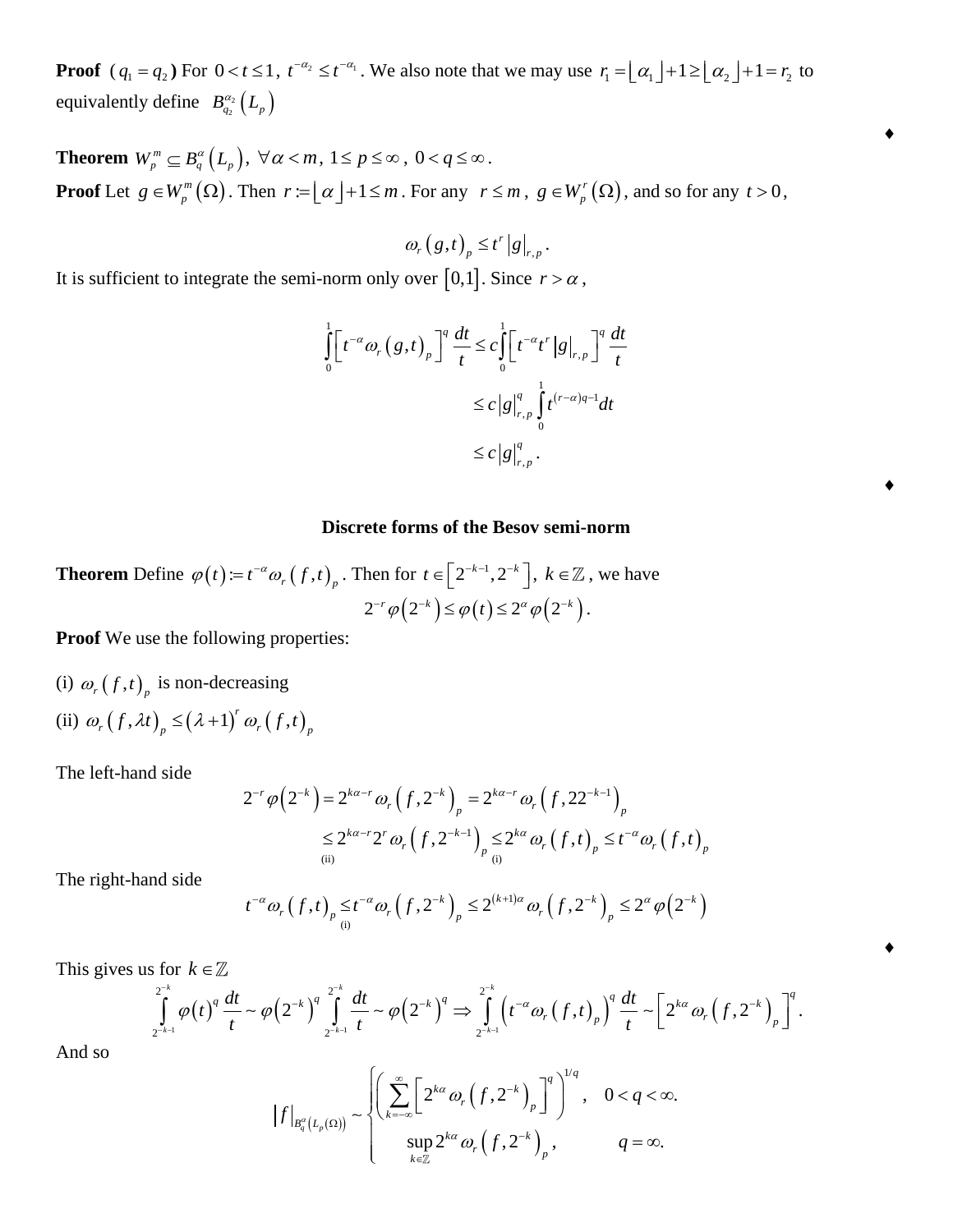**Proof** ($q_1 = q_2$**)** For $0 < t \le 1$, $t^{-\alpha_2} \le t^{-\alpha_1}$. We also note that we may use $r_1 = \lfloor \alpha_1 \rfloor + 1 \ge \lfloor \alpha_2 \rfloor + 1 = r_2$ to equivalently define $B_{q_2}^{\alpha_2}(L_p)$

♦

**Theorem** $W_p^m \subseteq B_q^\alpha(L_p)$, $\forall \alpha < m$, $1 \le p \le \infty$, $0 < q \le \infty$.

**Proof** Let $g \in W_p^m(\Omega)$. Then $r := \lfloor \alpha \rfloor + 1 \le m$. For any $r \le m$, $g \in W_p^r(\Omega)$, and so for any $t > 0$,

$$\omega_r(g,t)_p \le t^r |g|_{r,p}.$$

It is sufficient to integrate the semi-norm only over $[0,1]$. Since $r > \alpha$,

$$\begin{aligned}
\int_0^1 \left[ t^{-\alpha} \omega_r(g,t)_p \right]^q \frac{dt}{t} &\le c \int_0^1 \left[ t^{-\alpha} t^r |g|_{r,p} \right]^q \frac{dt}{t} \\
&\le c |g|_{r,p}^q \int_0^1 t^{(r-\alpha)q-1} dt \\
&\le c |g|_{r,p}^q .
\end{aligned}$$

♦

### Discrete forms of the Besov semi-norm

**Theorem** Define $\varphi(t) := t^{-\alpha} \omega_r(f,t)_p$. Then for $t \in \left[2^{-k-1}, 2^{-k}\right]$, $k \in \mathbb{Z}$, we have

$$2^{-r} \varphi\left(2^{-k}\right) \le \varphi(t) \le 2^{\alpha} \varphi\left(2^{-k}\right).$$

**Proof** We use the following properties:

(i) $\omega_r(f,t)_p$ is non-decreasing

(ii) $\omega_r(f,\lambda t)_p \le (\lambda+1)^r \omega_r(f,t)_p$

The left-hand side

$$\begin{aligned}
2^{-r} \varphi\left(2^{-k}\right) &= 2^{k\alpha - r} \omega_r\left(f, 2^{-k}\right)_p = 2^{k\alpha - r} \omega_r\left(f, 2 2^{-k-1}\right)_p \\
&\underset{\text{(ii)}}{\le} 2^{k\alpha - r} 2^r \omega_r\left(f, 2^{-k-1}\right)_p \underset{\text{(i)}}{\le} 2^{k\alpha} \omega_r(f,t)_p \le t^{-\alpha} \omega_r(f,t)_p
\end{aligned}$$

The right-hand side

$$t^{-\alpha} \omega_r(f,t)_p \underset{\text{(i)}}{\le} t^{-\alpha} \omega_r\left(f, 2^{-k}\right)_p \le 2^{(k+1)\alpha} \omega_r\left(f, 2^{-k}\right)_p \le 2^{\alpha} \varphi\left(2^{-k}\right)$$

♦

This gives us for $k \in \mathbb{Z}$

$$\int_{2^{-k-1}}^{2^{-k}} \varphi(t)^q \frac{dt}{t} \sim \varphi\left(2^{-k}\right)^q \int_{2^{-k-1}}^{2^{-k}} \frac{dt}{t} \sim \varphi\left(2^{-k}\right)^q \Rightarrow \int_{2^{-k-1}}^{2^{-k}} \left(t^{-\alpha} \omega_r(f,t)_p\right)^q \frac{dt}{t} \sim \left[2^{k\alpha} \omega_r\left(f, 2^{-k}\right)_p\right]^q .$$

And so

$$|f|_{B_q^\alpha(L_p(\Omega))} \sim \begin{cases} \left( \sum_{k=-\infty}^{\infty} \left[ 2^{k\alpha} \omega_r\left(f, 2^{-k}\right)_p \right]^q \right)^{1/q}, & 0 < q < \infty. \\ \sup_{k \in \mathbb{Z}} 2^{k\alpha} \omega_r\left(f, 2^{-k}\right)_p, & q = \infty. \end{cases}$$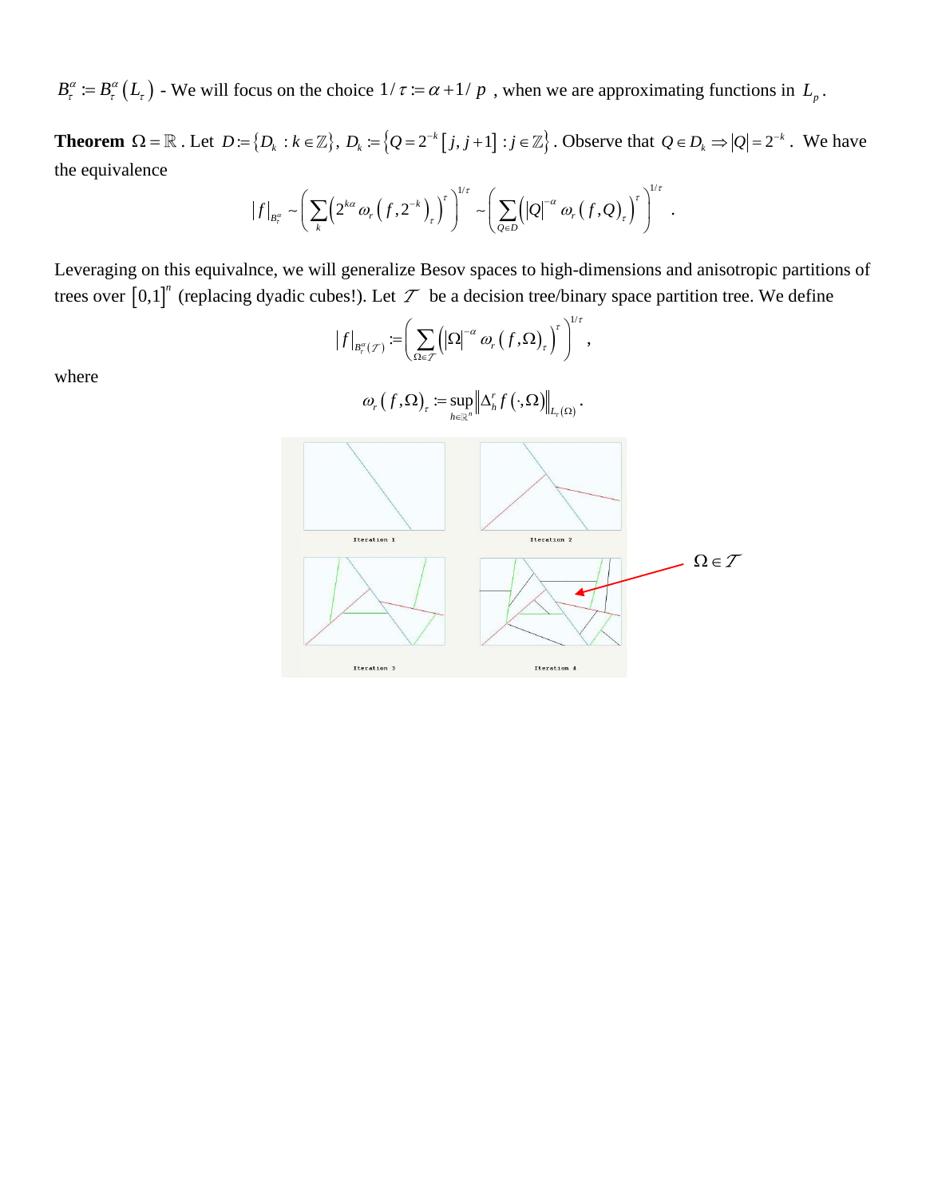$B_\tau^\alpha := B_\tau^\alpha(L_\tau)$ - We will focus on the choice $1/\tau := \alpha + 1/p$ , when we are approximating functions in $L_p$.

**Theorem** $\Omega = \mathbb{R}$. Let $D := \{D_k : k \in \mathbb{Z}\}$, $D_k := \{Q = 2^{-k}[j, j+1] : j \in \mathbb{Z}\}$. Observe that $Q \in D_k \Rightarrow |Q| = 2^{-k}$. We have the equivalence

$$|f|_{B_\tau^\alpha} \sim \left( \sum_k \left( 2^{k\alpha} \omega_r \left( f, 2^{-k} \right)_\tau \right)^\tau \right)^{1/\tau} \sim \left( \sum_{Q \in D} \left( |Q|^{-\alpha} \omega_r \left( f, Q \right)_\tau \right)^\tau \right)^{1/\tau} .$$

Leveraging on this equivalnce, we will generalize Besov spaces to high-dimensions and anisotropic partitions of trees over $[0,1]^n$ (replacing dyadic cubes!). Let $\mathcal{T}$ be a decision tree/binary space partition tree. We define

$$|f|_{B_\tau^\alpha(\mathcal{T})} := \left( \sum_{\Omega \in \mathcal{T}} \left( |\Omega|^{-\alpha} \omega_r \left( f, \Omega \right)_\tau \right)^\tau \right)^{1/\tau},$$

where

$$\omega_r \left( f, \Omega \right)_\tau := \sup_{h \in \mathbb{R}^n} \left\| \Delta_h^r f \left( \cdot, \Omega \right) \right\|_{L_\tau(\Omega)} .$$

Iteration 1

Iteration 2

Iteration 3

Iteration 4

$\Omega \in \mathcal{T}$